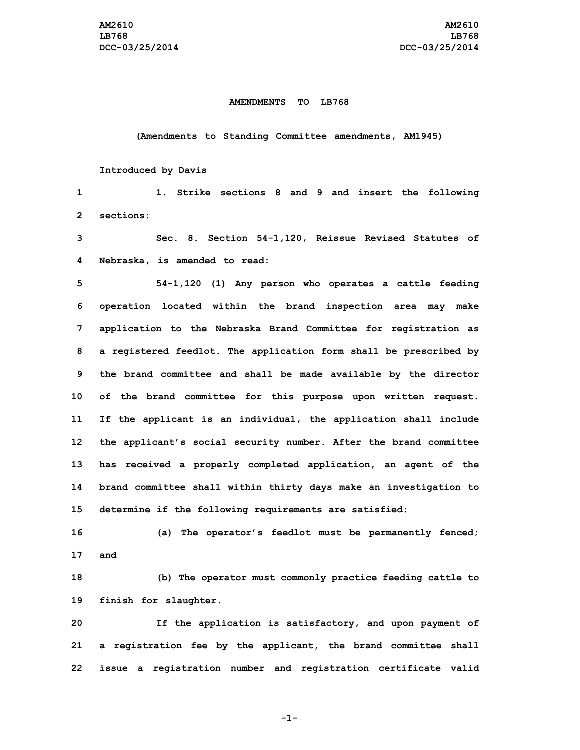**AMENDMENTS TO LB768**

**(Amendments to Standing Committee amendments, AM1945)**

**Introduced by Davis**

1. Strike sections 8 and 9 and insert the following sections:

Sec. 8. Section 54-1,120, Reissue Revised Statutes of Nebraska, is amended to read:

54-1,120 (1) Any person who operates a cattle feeding operation located within the brand inspection area may make application to the Nebraska Brand Committee for registration as a registered feedlot. The application form shall be prescribed by the brand committee and shall be made available by the director of the brand committee for this purpose upon written request. If the applicant is an individual, the application shall include the applicant's social security number. After the brand committee has received a properly completed application, an agent of the brand committee shall within thirty days make an investigation to determine if the following requirements are satisfied:

(a) The operator's feedlot must be permanently fenced; and

(b) The operator must commonly practice feeding cattle to finish for slaughter.

If the application is satisfactory, and upon payment of a registration fee by the applicant, the brand committee shall issue a registration number and registration certificate valid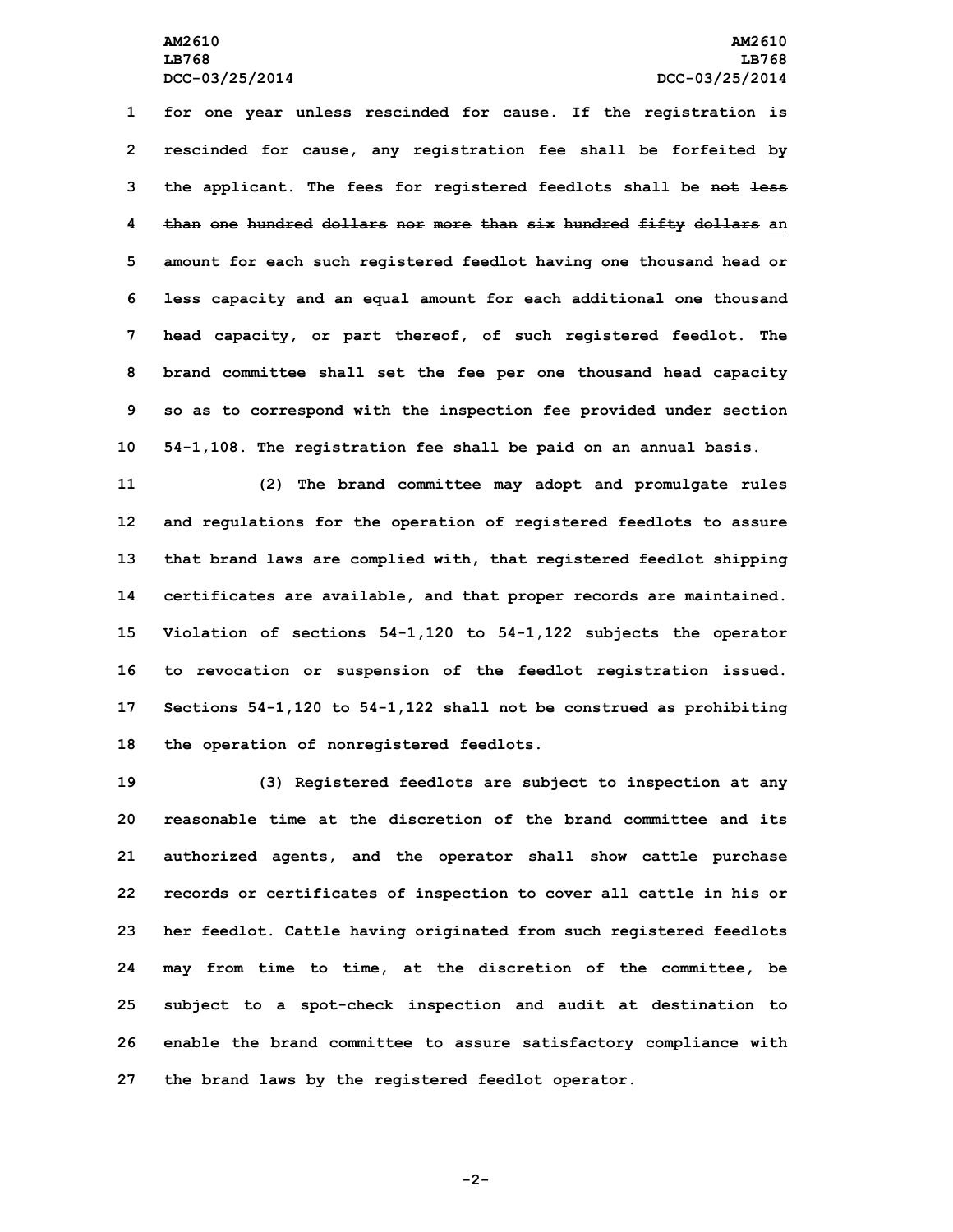for one year unless rescinded for cause. If the registration is rescinded for cause, any registration fee shall be forfeited by the applicant. The fees for registered feedlots shall be ~~not less than one hundred dollars nor more than six hundred fifty dollars~~ an amount for each such registered feedlot having one thousand head or less capacity and an equal amount for each additional one thousand head capacity, or part thereof, of such registered feedlot. The brand committee shall set the fee per one thousand head capacity so as to correspond with the inspection fee provided under section 54-1,108. The registration fee shall be paid on an annual basis.

(2) The brand committee may adopt and promulgate rules and regulations for the operation of registered feedlots to assure that brand laws are complied with, that registered feedlot shipping certificates are available, and that proper records are maintained. Violation of sections 54-1,120 to 54-1,122 subjects the operator to revocation or suspension of the feedlot registration issued. Sections 54-1,120 to 54-1,122 shall not be construed as prohibiting the operation of nonregistered feedlots.

(3) Registered feedlots are subject to inspection at any reasonable time at the discretion of the brand committee and its authorized agents, and the operator shall show cattle purchase records or certificates of inspection to cover all cattle in his or her feedlot. Cattle having originated from such registered feedlots may from time to time, at the discretion of the committee, be subject to a spot-check inspection and audit at destination to enable the brand committee to assure satisfactory compliance with the brand laws by the registered feedlot operator.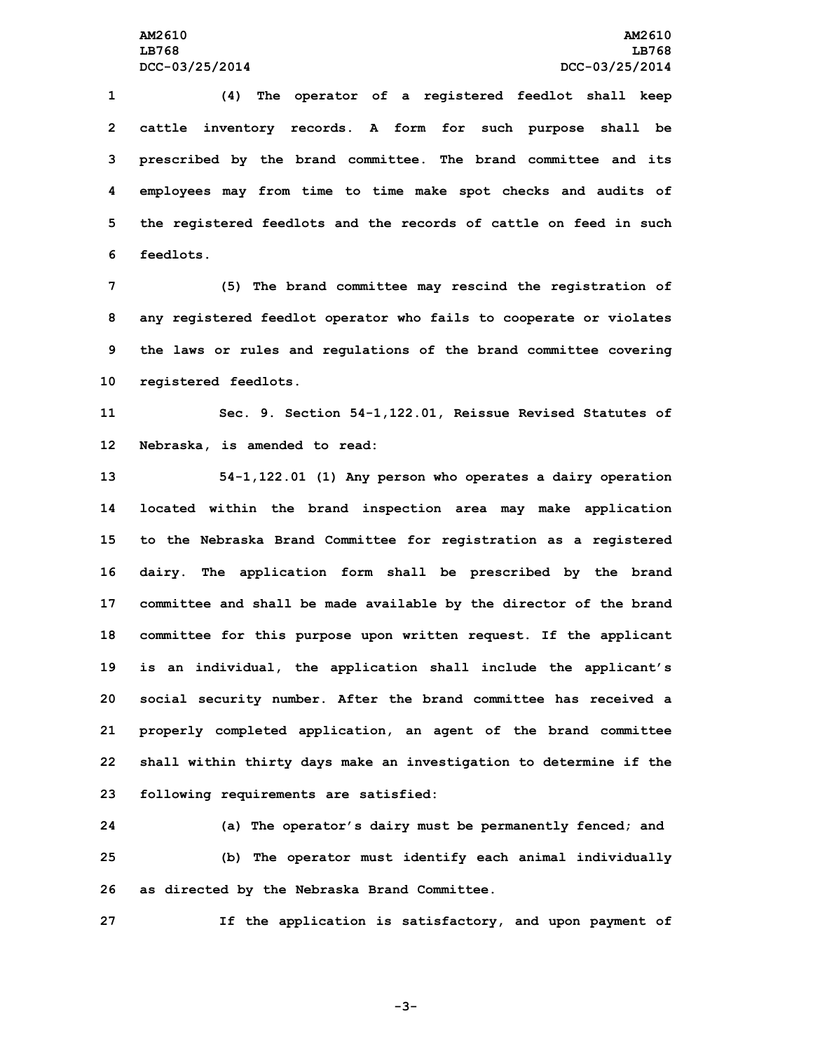(4) The operator of a registered feedlot shall keep cattle inventory records. A form for such purpose shall be prescribed by the brand committee. The brand committee and its employees may from time to time make spot checks and audits of the registered feedlots and the records of cattle on feed in such feedlots.

(5) The brand committee may rescind the registration of any registered feedlot operator who fails to cooperate or violates the laws or rules and regulations of the brand committee covering registered feedlots.

Sec. 9. Section 54-1,122.01, Reissue Revised Statutes of Nebraska, is amended to read:

54-1,122.01 (1) Any person who operates a dairy operation located within the brand inspection area may make application to the Nebraska Brand Committee for registration as a registered dairy. The application form shall be prescribed by the brand committee and shall be made available by the director of the brand committee for this purpose upon written request. If the applicant is an individual, the application shall include the applicant's social security number. After the brand committee has received a properly completed application, an agent of the brand committee shall within thirty days make an investigation to determine if the following requirements are satisfied:

(a) The operator's dairy must be permanently fenced; and

(b) The operator must identify each animal individually as directed by the Nebraska Brand Committee.

If the application is satisfactory, and upon payment of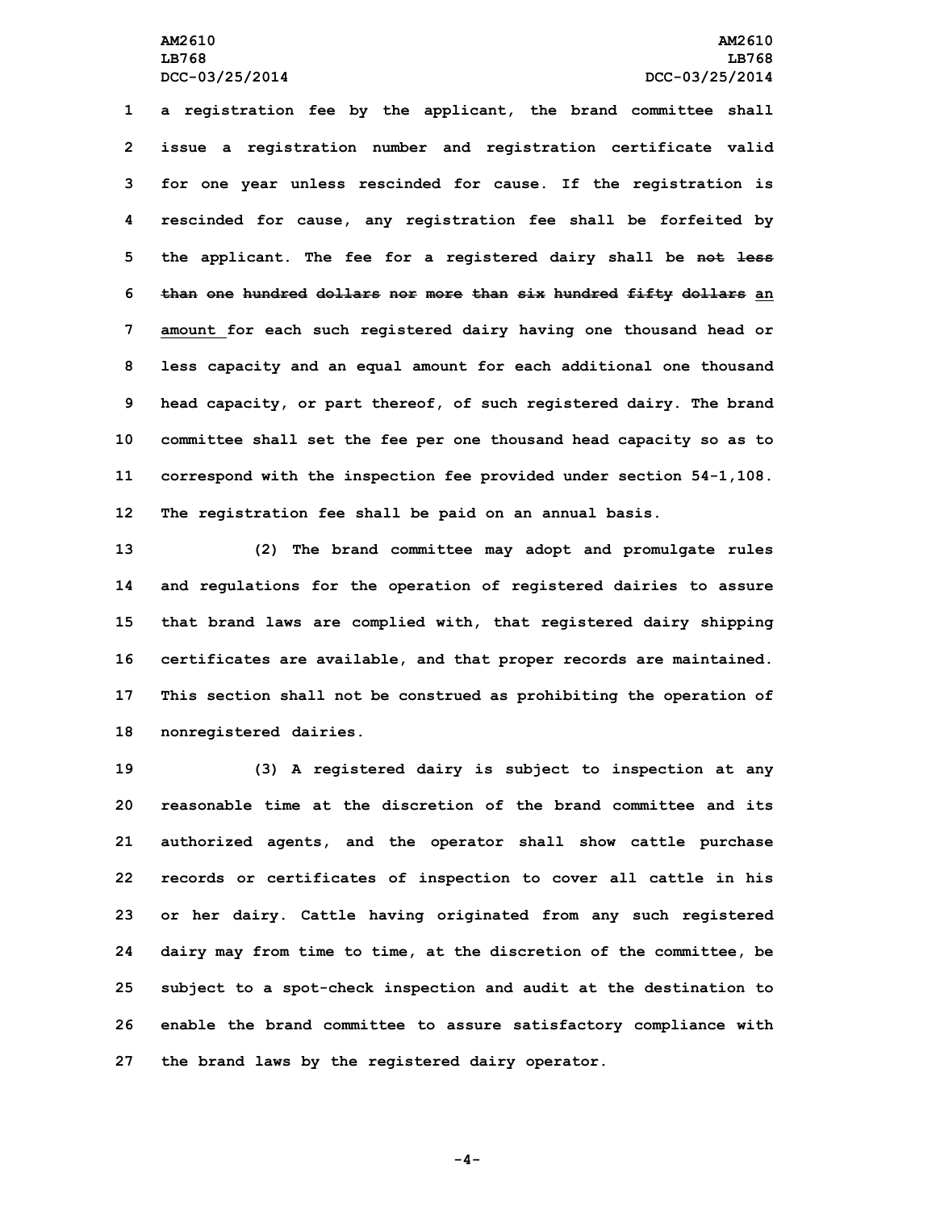a registration fee by the applicant, the brand committee shall issue a registration number and registration certificate valid for one year unless rescinded for cause. If the registration is rescinded for cause, any registration fee shall be forfeited by the applicant. The fee for a registered dairy shall be ~~not less than one hundred dollars nor more than six hundred fifty dollars~~ an amount for each such registered dairy having one thousand head or less capacity and an equal amount for each additional one thousand head capacity, or part thereof, of such registered dairy. The brand committee shall set the fee per one thousand head capacity so as to correspond with the inspection fee provided under section 54-1,108. The registration fee shall be paid on an annual basis.

(2) The brand committee may adopt and promulgate rules and regulations for the operation of registered dairies to assure that brand laws are complied with, that registered dairy shipping certificates are available, and that proper records are maintained. This section shall not be construed as prohibiting the operation of nonregistered dairies.

(3) A registered dairy is subject to inspection at any reasonable time at the discretion of the brand committee and its authorized agents, and the operator shall show cattle purchase records or certificates of inspection to cover all cattle in his or her dairy. Cattle having originated from any such registered dairy may from time to time, at the discretion of the committee, be subject to a spot-check inspection and audit at the destination to enable the brand committee to assure satisfactory compliance with the brand laws by the registered dairy operator.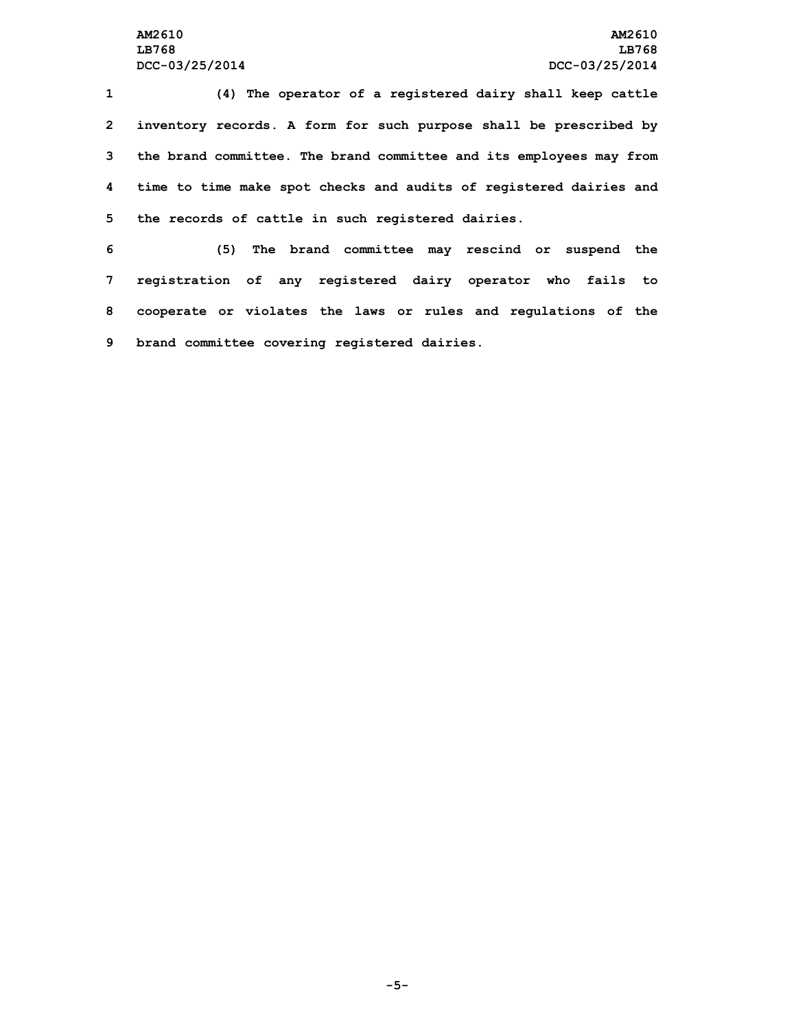(4) The operator of a registered dairy shall keep cattle inventory records. A form for such purpose shall be prescribed by the brand committee. The brand committee and its employees may from time to time make spot checks and audits of registered dairies and the records of cattle in such registered dairies.

(5) The brand committee may rescind or suspend the registration of any registered dairy operator who fails to cooperate or violates the laws or rules and regulations of the brand committee covering registered dairies.